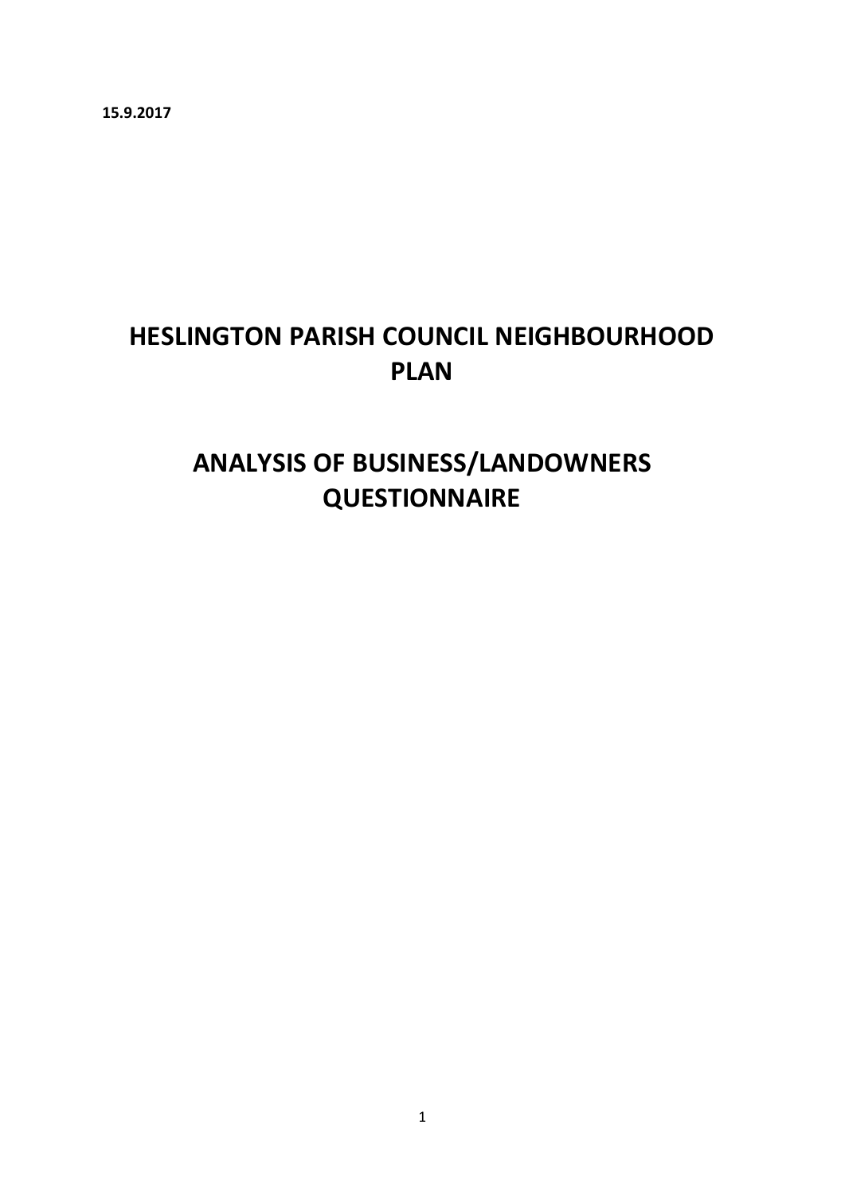**15.9.2017**

# HESLINGTON PARISH COUNCIL NEIGHBOURHOOD PLAN

# ANALYSIS OF BUSINESS/LANDOWNERS QUESTIONNAIRE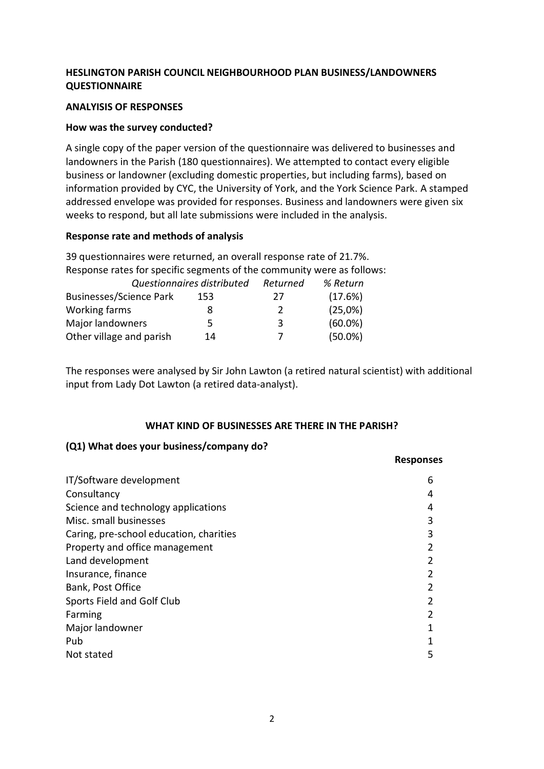**HESLINGTON PARISH COUNCIL NEIGHBOURHOOD PLAN BUSINESS/LANDOWNERS QUESTIONNAIRE**

**ANALYISIS OF RESPONSES**

**How was the survey conducted?**

A single copy of the paper version of the questionnaire was delivered to businesses and landowners in the Parish (180 questionnaires). We attempted to contact every eligible business or landowner (excluding domestic properties, but including farms), based on information provided by CYC, the University of York, and the York Science Park. A stamped addressed envelope was provided for responses. Business and landowners were given six weeks to respond, but all late submissions were included in the analysis.

**Response rate and methods of analysis**

39 questionnaires were returned, an overall response rate of 21.7%.
Response rates for specific segments of the community were as follows:

| | *Questionnaires distributed* | *Returned* | *% Return* |
|---|---|---|---|
| Businesses/Science Park | 153 | 27 | (17.6%) |
| Working farms | 8 | 2 | (25,0%) |
| Major landowners | 5 | 3 | (60.0%) |
| Other village and parish | 14 | 7 | (50.0%) |

The responses were analysed by Sir John Lawton (a retired natural scientist) with additional input from Lady Dot Lawton (a retired data-analyst).

## WHAT KIND OF BUSINESSES ARE THERE IN THE PARISH?

### (Q1) What does your business/company do?

| | **Responses** |
|---|---|
| IT/Software development | 6 |
| Consultancy | 4 |
| Science and technology applications | 4 |
| Misc. small businesses | 3 |
| Caring, pre-school education, charities | 3 |
| Property and office management | 2 |
| Land development | 2 |
| Insurance, finance | 2 |
| Bank, Post Office | 2 |
| Sports Field and Golf Club | 2 |
| Farming | 2 |
| Major landowner | 1 |
| Pub | 1 |
| Not stated | 5 |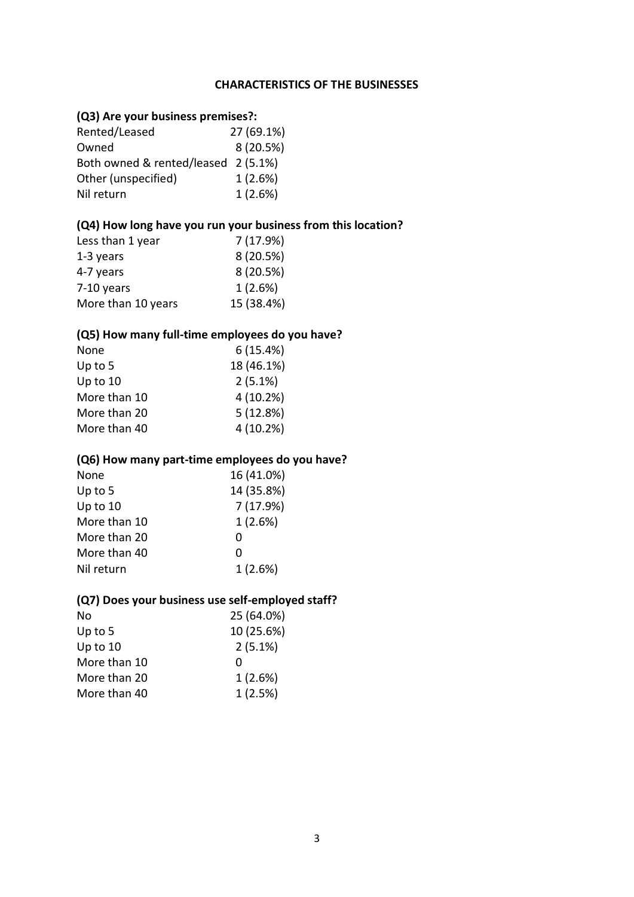## CHARACTERISTICS OF THE BUSINESSES

### (Q3) Are your business premises?:

| | |
|---|---|
| Rented/Leased | 27 (69.1%) |
| Owned | 8 (20.5%) |
| Both owned & rented/leased | 2 (5.1%) |
| Other (unspecified) | 1 (2.6%) |
| Nil return | 1 (2.6%) |

### (Q4) How long have you run your business from this location?

| | |
|---|---|
| Less than 1 year | 7 (17.9%) |
| 1-3 years | 8 (20.5%) |
| 4-7 years | 8 (20.5%) |
| 7-10 years | 1 (2.6%) |
| More than 10 years | 15 (38.4%) |

### (Q5) How many full-time employees do you have?

| | |
|---|---|
| None | 6 (15.4%) |
| Up to 5 | 18 (46.1%) |
| Up to 10 | 2 (5.1%) |
| More than 10 | 4 (10.2%) |
| More than 20 | 5 (12.8%) |
| More than 40 | 4 (10.2%) |

### (Q6) How many part-time employees do you have?

| | |
|---|---|
| None | 16 (41.0%) |
| Up to 5 | 14 (35.8%) |
| Up to 10 | 7 (17.9%) |
| More than 10 | 1 (2.6%) |
| More than 20 | 0 |
| More than 40 | 0 |
| Nil return | 1 (2.6%) |

### (Q7) Does your business use self-employed staff?

| | |
|---|---|
| No | 25 (64.0%) |
| Up to 5 | 10 (25.6%) |
| Up to 10 | 2 (5.1%) |
| More than 10 | 0 |
| More than 20 | 1 (2.6%) |
| More than 40 | 1 (2.5%) |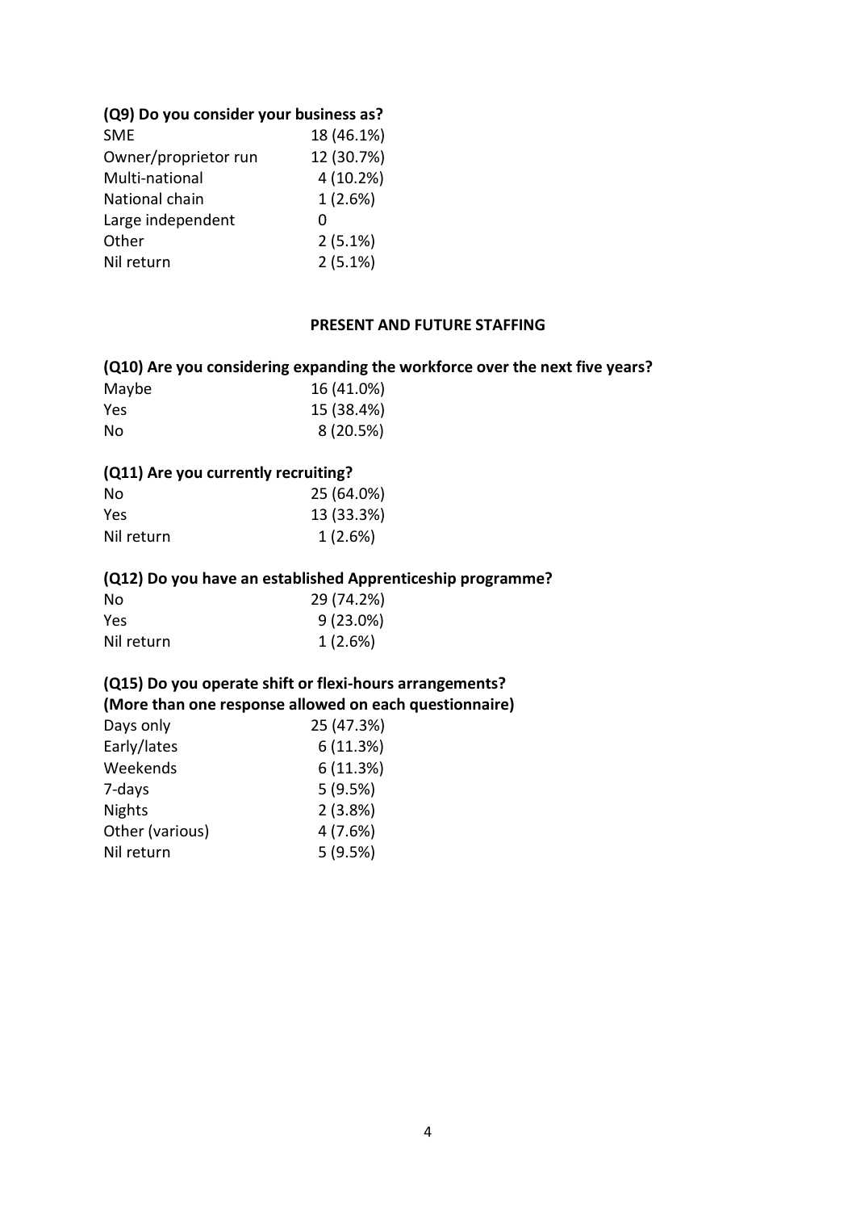**(Q9) Do you consider your business as?**

| | |
|---|---|
| SME | 18 (46.1%) |
| Owner/proprietor run | 12 (30.7%) |
| Multi-national | 4 (10.2%) |
| National chain | 1 (2.6%) |
| Large independent | 0 |
| Other | 2 (5.1%) |
| Nil return | 2 (5.1%) |

## PRESENT AND FUTURE STAFFING

**(Q10) Are you considering expanding the workforce over the next five years?**

| | |
|---|---|
| Maybe | 16 (41.0%) |
| Yes | 15 (38.4%) |
| No | 8 (20.5%) |

**(Q11) Are you currently recruiting?**

| | |
|---|---|
| No | 25 (64.0%) |
| Yes | 13 (33.3%) |
| Nil return | 1 (2.6%) |

**(Q12) Do you have an established Apprenticeship programme?**

| | |
|---|---|
| No | 29 (74.2%) |
| Yes | 9 (23.0%) |
| Nil return | 1 (2.6%) |

**(Q15) Do you operate shift or flexi-hours arrangements?**
**(More than one response allowed on each questionnaire)**

| | |
|---|---|
| Days only | 25 (47.3%) |
| Early/lates | 6 (11.3%) |
| Weekends | 6 (11.3%) |
| 7-days | 5 (9.5%) |
| Nights | 2 (3.8%) |
| Other (various) | 4 (7.6%) |
| Nil return | 5 (9.5%) |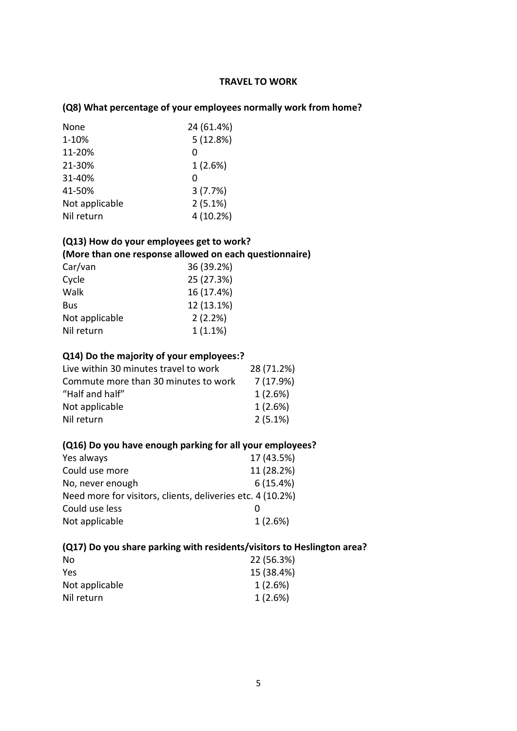## TRAVEL TO WORK

### (Q8) What percentage of your employees normally work from home?

| | |
|---|---|
| None | 24 (61.4%) |
| 1-10% | 5 (12.8%) |
| 11-20% | 0 |
| 21-30% | 1 (2.6%) |
| 31-40% | 0 |
| 41-50% | 3 (7.7%) |
| Not applicable | 2 (5.1%) |
| Nil return | 4 (10.2%) |

### (Q13) How do your employees get to work?
### (More than one response allowed on each questionnaire)

| | |
|---|---|
| Car/van | 36 (39.2%) |
| Cycle | 25 (27.3%) |
| Walk | 16 (17.4%) |
| Bus | 12 (13.1%) |
| Not applicable | 2 (2.2%) |
| Nil return | 1 (1.1%) |

### Q14) Do the majority of your employees:?

| | |
|---|---|
| Live within 30 minutes travel to work | 28 (71.2%) |
| Commute more than 30 minutes to work | 7 (17.9%) |
| "Half and half" | 1 (2.6%) |
| Not applicable | 1 (2.6%) |
| Nil return | 2 (5.1%) |

### (Q16) Do you have enough parking for all your employees?

| | |
|---|---|
| Yes always | 17 (43.5%) |
| Could use more | 11 (28.2%) |
| No, never enough | 6 (15.4%) |
| Need more for visitors, clients, deliveries etc. | 4 (10.2%) |
| Could use less | 0 |
| Not applicable | 1 (2.6%) |

### (Q17) Do you share parking with residents/visitors to Heslington area?

| | |
|---|---|
| No | 22 (56.3%) |
| Yes | 15 (38.4%) |
| Not applicable | 1 (2.6%) |
| Nil return | 1 (2.6%) |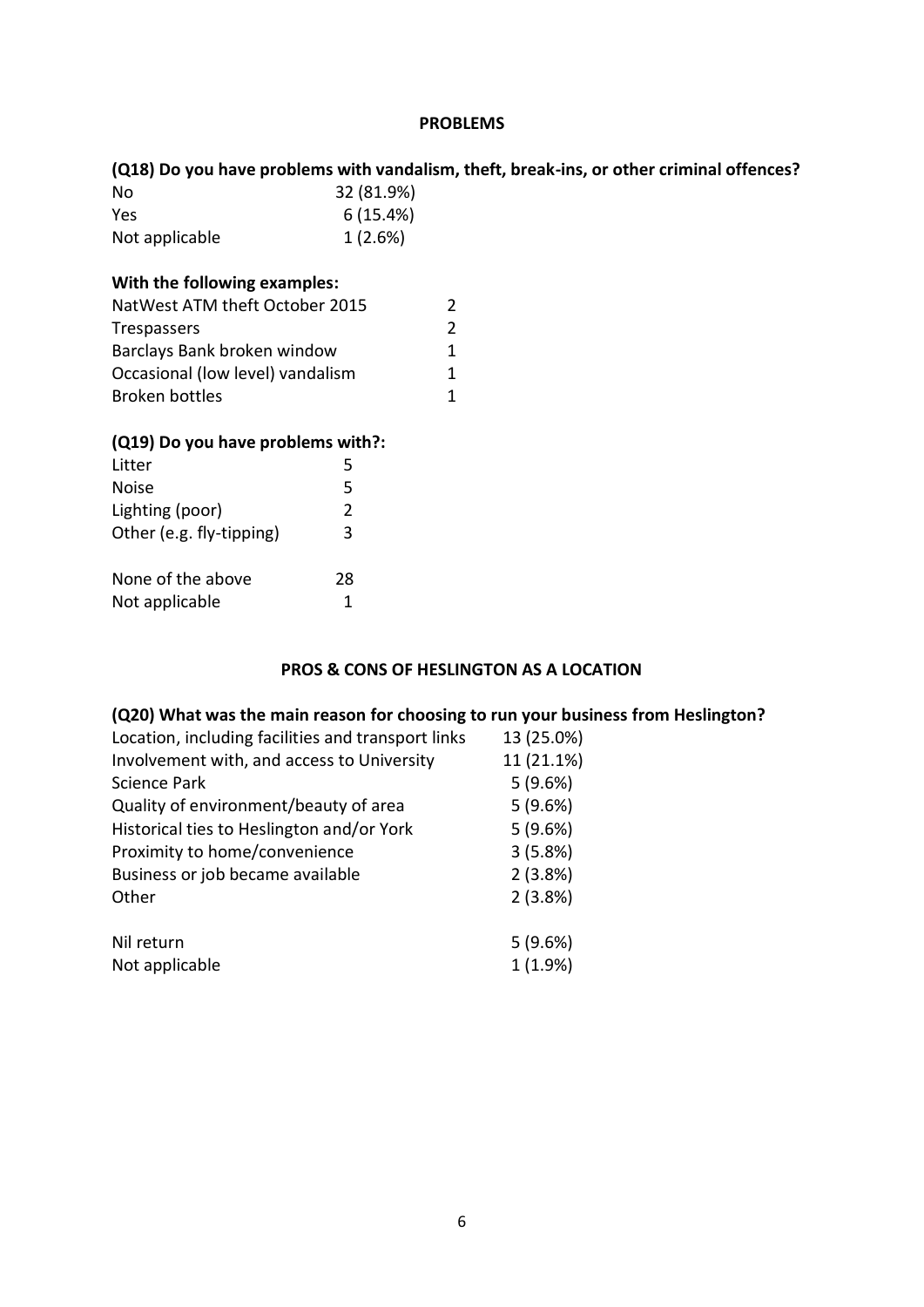## PROBLEMS

### (Q18) Do you have problems with vandalism, theft, break-ins, or other criminal offences?

| | |
|---|---|
| No | 32 (81.9%) |
| Yes | 6 (15.4%) |
| Not applicable | 1 (2.6%) |

**With the following examples:**

| | |
|---|---|
| NatWest ATM theft October 2015 | 2 |
| Trespassers | 2 |
| Barclays Bank broken window | 1 |
| Occasional (low level) vandalism | 1 |
| Broken bottles | 1 |

### (Q19) Do you have problems with?:

| | |
|---|---|
| Litter | 5 |
| Noise | 5 |
| Lighting (poor) | 2 |
| Other (e.g. fly-tipping) | 3 |
| None of the above | 28 |
| Not applicable | 1 |

## PROS & CONS OF HESLINGTON AS A LOCATION

### (Q20) What was the main reason for choosing to run your business from Heslington?

| | |
|---|---|
| Location, including facilities and transport links | 13 (25.0%) |
| Involvement with, and access to University | 11 (21.1%) |
| Science Park | 5 (9.6%) |
| Quality of environment/beauty of area | 5 (9.6%) |
| Historical ties to Heslington and/or York | 5 (9.6%) |
| Proximity to home/convenience | 3 (5.8%) |
| Business or job became available | 2 (3.8%) |
| Other | 2 (3.8%) |
| Nil return | 5 (9.6%) |
| Not applicable | 1 (1.9%) |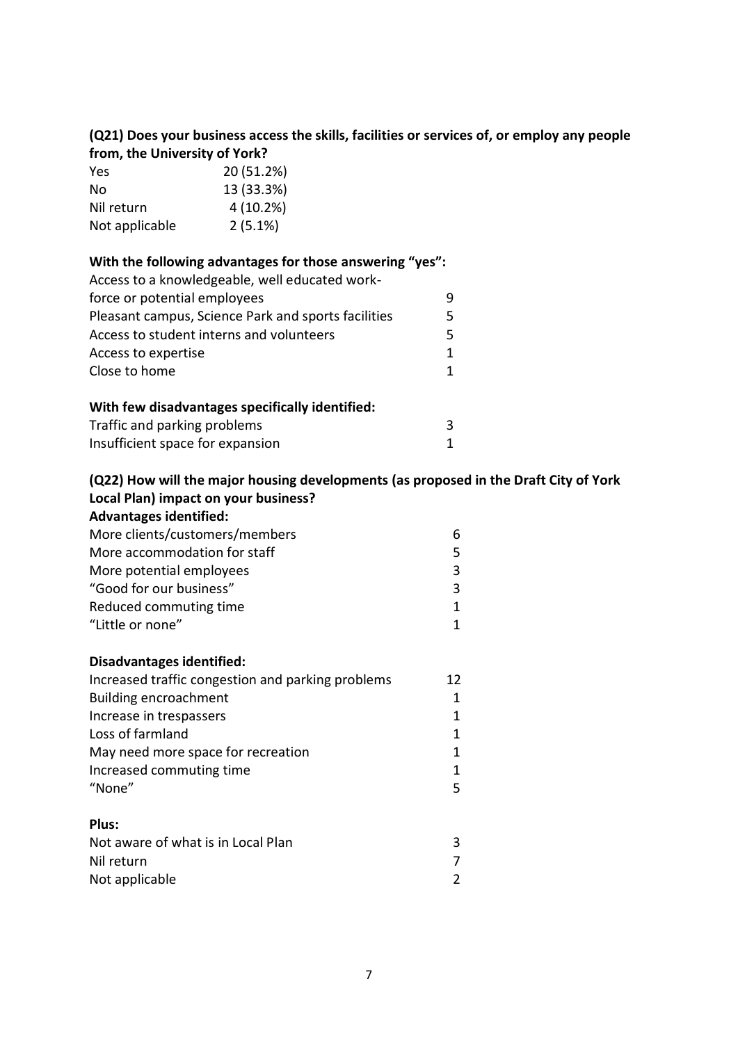**(Q21) Does your business access the skills, facilities or services of, or employ any people from, the University of York?**

| | |
|---|---|
| Yes | 20 (51.2%) |
| No | 13 (33.3%) |
| Nil return | 4 (10.2%) |
| Not applicable | 2 (5.1%) |

**With the following advantages for those answering "yes":**

| | |
|---|---|
| Access to a knowledgeable, well educated work-force or potential employees | 9 |
| Pleasant campus, Science Park and sports facilities | 5 |
| Access to student interns and volunteers | 5 |
| Access to expertise | 1 |
| Close to home | 1 |

**With few disadvantages specifically identified:**

| | |
|---|---|
| Traffic and parking problems | 3 |
| Insufficient space for expansion | 1 |

**(Q22) How will the major housing developments (as proposed in the Draft City of York Local Plan) impact on your business?**

**Advantages identified:**

| | |
|---|---|
| More clients/customers/members | 6 |
| More accommodation for staff | 5 |
| More potential employees | 3 |
| "Good for our business" | 3 |
| Reduced commuting time | 1 |
| "Little or none" | 1 |

**Disadvantages identified:**

| | |
|---|---|
| Increased traffic congestion and parking problems | 12 |
| Building encroachment | 1 |
| Increase in trespassers | 1 |
| Loss of farmland | 1 |
| May need more space for recreation | 1 |
| Increased commuting time | 1 |
| "None" | 5 |

**Plus:**

| | |
|---|---|
| Not aware of what is in Local Plan | 3 |
| Nil return | 7 |
| Not applicable | 2 |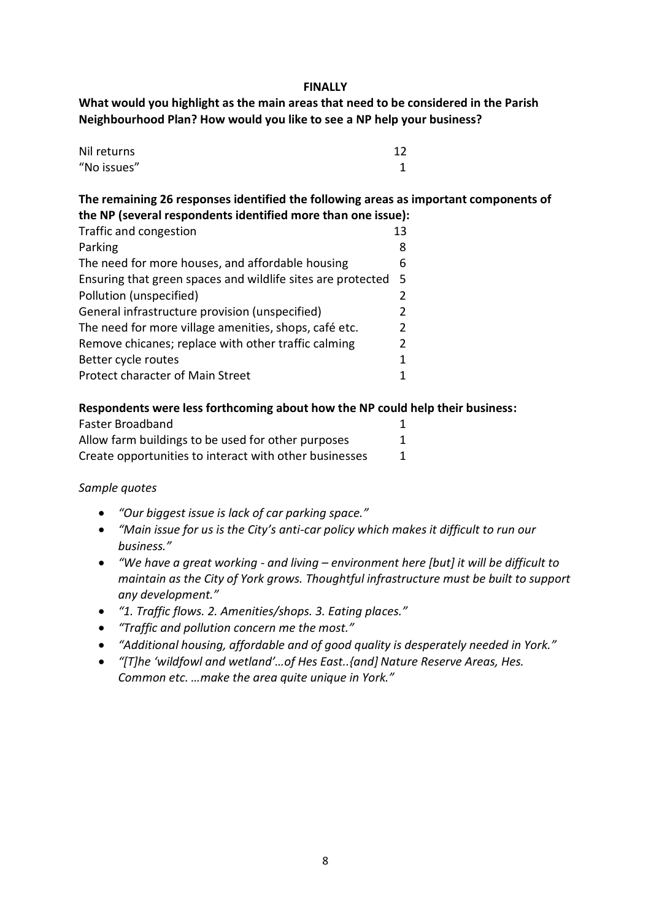## FINALLY

**What would you highlight as the main areas that need to be considered in the Parish Neighbourhood Plan? How would you like to see a NP help your business?**

| | |
|---|---|
| Nil returns | 12 |
| "No issues" | 1 |

**The remaining 26 responses identified the following areas as important components of the NP (several respondents identified more than one issue):**

| | |
|---|---|
| Traffic and congestion | 13 |
| Parking | 8 |
| The need for more houses, and affordable housing | 6 |
| Ensuring that green spaces and wildlife sites are protected | 5 |
| Pollution (unspecified) | 2 |
| General infrastructure provision (unspecified) | 2 |
| The need for more village amenities, shops, café etc. | 2 |
| Remove chicanes; replace with other traffic calming | 2 |
| Better cycle routes | 1 |
| Protect character of Main Street | 1 |

**Respondents were less forthcoming about how the NP could help their business:**

| | |
|---|---|
| Faster Broadband | 1 |
| Allow farm buildings to be used for other purposes | 1 |
| Create opportunities to interact with other businesses | 1 |

*Sample quotes*

- *"Our biggest issue is lack of car parking space."*
- *"Main issue for us is the City's anti-car policy which makes it difficult to run our business."*
- *"We have a great working - and living – environment here [but] it will be difficult to maintain as the City of York grows. Thoughtful infrastructure must be built to support any development."*
- *"1. Traffic flows. 2. Amenities/shops. 3. Eating places."*
- *"Traffic and pollution concern me the most."*
- *"Additional housing, affordable and of good quality is desperately needed in York."*
- *"[T]he 'wildfowl and wetland'…of Hes East..[and] Nature Reserve Areas, Hes. Common etc. …make the area quite unique in York."*